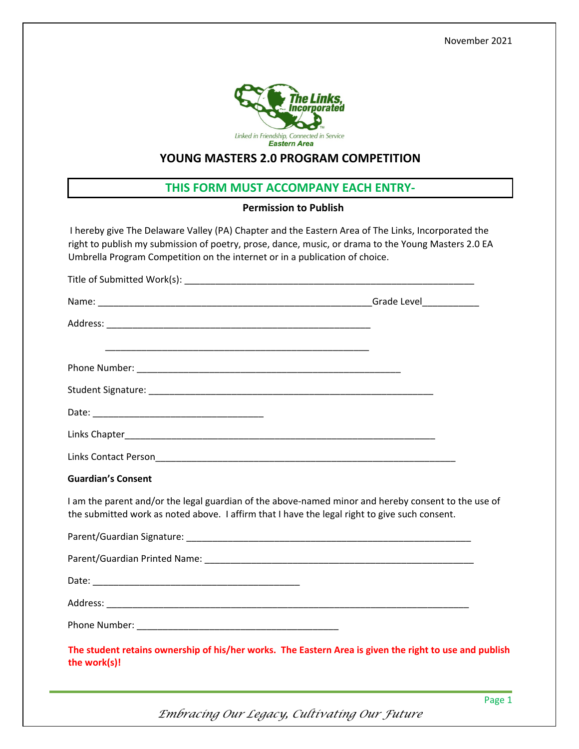November 2021

The Links, Incorporated

Linked in Friendship, Connected in Service

Eastern Area

# YOUNG MASTERS 2.0 PROGRAM COMPETITION

## THIS FORM MUST ACCOMPANY EACH ENTRY-

**Permission to Publish**

I hereby give The Delaware Valley (PA) Chapter and the Eastern Area of The Links, Incorporated the right to publish my submission of poetry, prose, dance, music, or drama to the Young Masters 2.0 EA Umbrella Program Competition on the internet or in a publication of choice.

Title of Submitted Work(s): ________________________________________________________

Name: _____________________________________________________Grade Level___________

Address: ___________________________________________________

___________________________________________________

Phone Number: ___________________________________________________

Student Signature: _______________________________________________________

Date: _________________________________

Links Chapter____________________________________________________________

Links Contact Person___________________________________________________________

**Guardian's Consent**

I am the parent and/or the legal guardian of the above-named minor and hereby consent to the use of the submitted work as noted above. I affirm that I have the legal right to give such consent.

Parent/Guardian Signature: _______________________________________________________

Parent/Guardian Printed Name: ____________________________________________________

Date: ________________________________________

Address: ______________________________________________________________________

Phone Number: _______________________________________

**The student retains ownership of his/her works. The Eastern Area is given the right to use and publish the work(s)!**

*Embracing Our Legacy, Cultivating Our Future*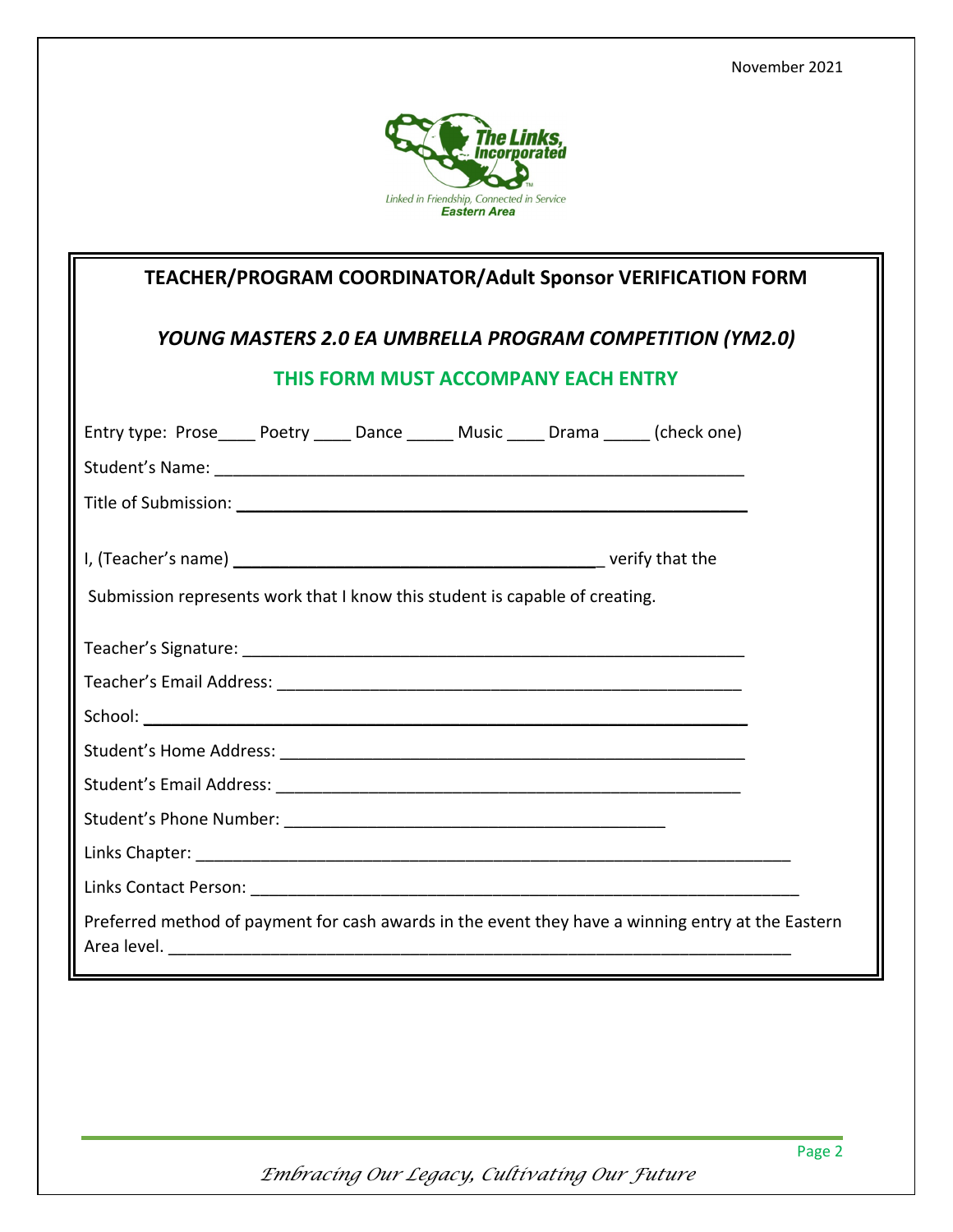November 2021

The Links, Incorporated

Linked in Friendship, Connected in Service

Eastern Area

## TEACHER/PROGRAM COORDINATOR/Adult Sponsor VERIFICATION FORM

### *YOUNG MASTERS 2.0 EA UMBRELLA PROGRAM COMPETITION (YM2.0)*

**THIS FORM MUST ACCOMPANY EACH ENTRY**

Entry type: Prose____ Poetry ____ Dance _____ Music ____ Drama _____ (check one)

Student's Name: ___________________________________________________________

Title of Submission: ________________________________________________________

I, (Teacher's name) ________________________________________ verify that the

Submission represents work that I know this student is capable of creating.

Teacher's Signature: _______________________________________________________

Teacher's Email Address: ___________________________________________________

School: ________________________________________________________________

Student's Home Address: ____________________________________________________

Student's Email Address: ____________________________________________________

Student's Phone Number: __________________________________________

Links Chapter: ____________________________________________________________

Links Contact Person: ______________________________________________________

Preferred method of payment for cash awards in the event they have a winning entry at the Eastern Area level. ______________________________________________________________

*Embracing Our Legacy, Cultivating Our Future*